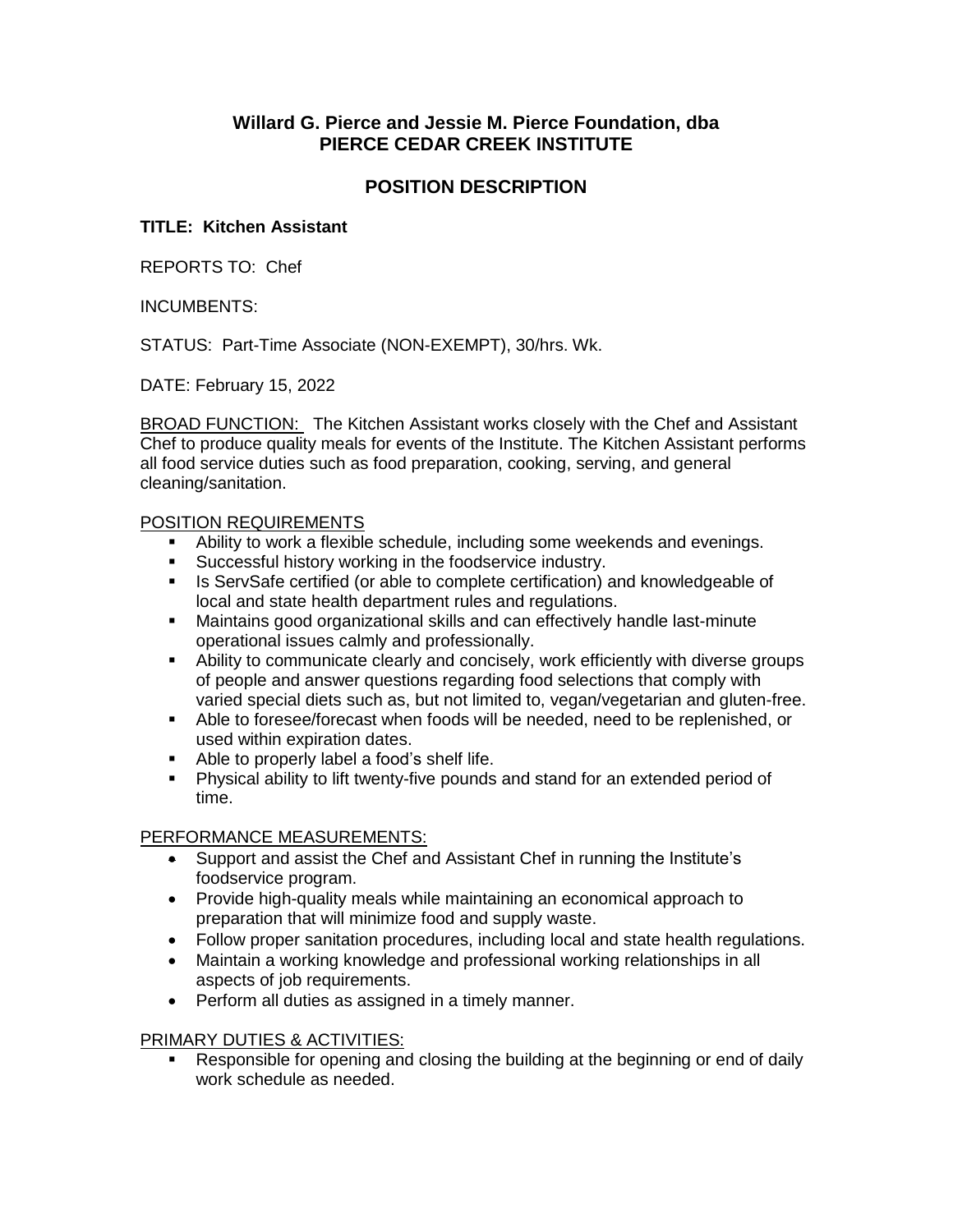**Willard G. Pierce and Jessie M. Pierce Foundation, dba**
**PIERCE CEDAR CREEK INSTITUTE**

## POSITION DESCRIPTION

**TITLE: Kitchen Assistant**

REPORTS TO: Chef

INCUMBENTS:

STATUS: Part-Time Associate (NON-EXEMPT), 30/hrs. Wk.

DATE: February 15, 2022

BROAD FUNCTION: The Kitchen Assistant works closely with the Chef and Assistant Chef to produce quality meals for events of the Institute. The Kitchen Assistant performs all food service duties such as food preparation, cooking, serving, and general cleaning/sanitation.

POSITION REQUIREMENTS

- Ability to work a flexible schedule, including some weekends and evenings.
- Successful history working in the foodservice industry.
- Is ServSafe certified (or able to complete certification) and knowledgeable of local and state health department rules and regulations.
- Maintains good organizational skills and can effectively handle last-minute operational issues calmly and professionally.
- Ability to communicate clearly and concisely, work efficiently with diverse groups of people and answer questions regarding food selections that comply with varied special diets such as, but not limited to, vegan/vegetarian and gluten-free.
- Able to foresee/forecast when foods will be needed, need to be replenished, or used within expiration dates.
- Able to properly label a food's shelf life.
- Physical ability to lift twenty-five pounds and stand for an extended period of time.

PERFORMANCE MEASUREMENTS:

- Support and assist the Chef and Assistant Chef in running the Institute's foodservice program.
- Provide high-quality meals while maintaining an economical approach to preparation that will minimize food and supply waste.
- Follow proper sanitation procedures, including local and state health regulations.
- Maintain a working knowledge and professional working relationships in all aspects of job requirements.
- Perform all duties as assigned in a timely manner.

PRIMARY DUTIES & ACTIVITIES:

- Responsible for opening and closing the building at the beginning or end of daily work schedule as needed.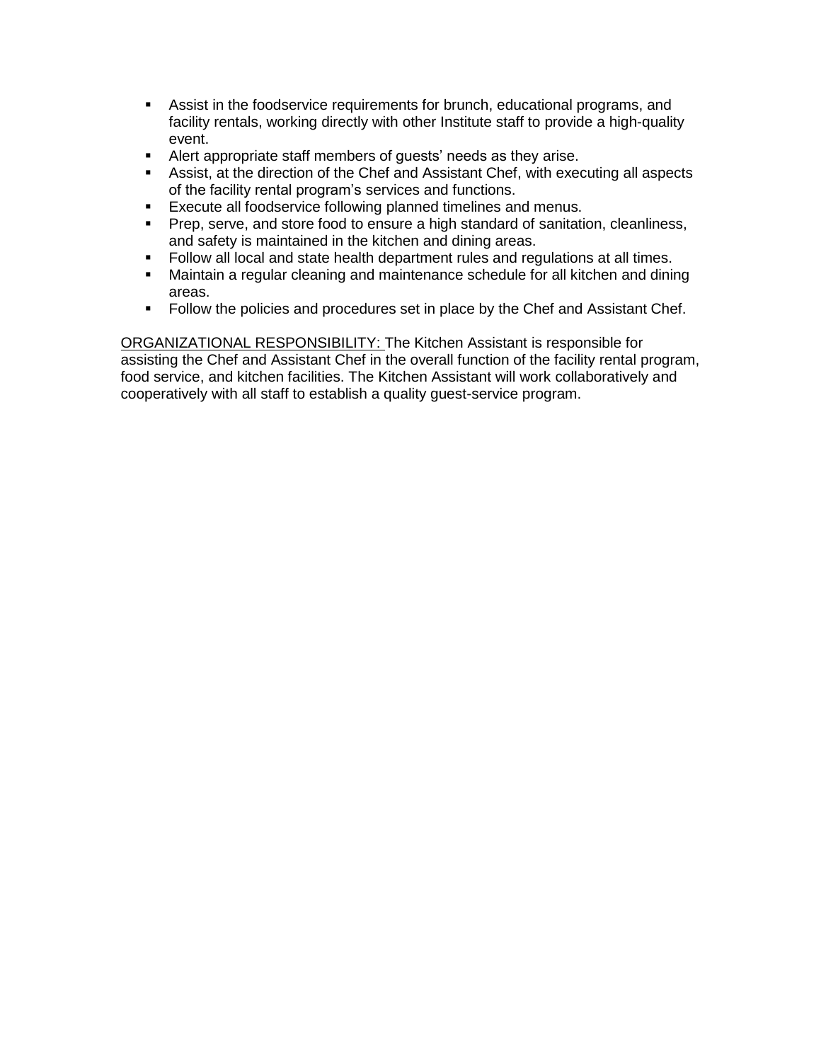- Assist in the foodservice requirements for brunch, educational programs, and facility rentals, working directly with other Institute staff to provide a high-quality event.
- Alert appropriate staff members of guests' needs as they arise.
- Assist, at the direction of the Chef and Assistant Chef, with executing all aspects of the facility rental program's services and functions.
- Execute all foodservice following planned timelines and menus.
- Prep, serve, and store food to ensure a high standard of sanitation, cleanliness, and safety is maintained in the kitchen and dining areas.
- Follow all local and state health department rules and regulations at all times.
- Maintain a regular cleaning and maintenance schedule for all kitchen and dining areas.
- Follow the policies and procedures set in place by the Chef and Assistant Chef.

<u>ORGANIZATIONAL RESPONSIBILITY:</u> The Kitchen Assistant is responsible for assisting the Chef and Assistant Chef in the overall function of the facility rental program, food service, and kitchen facilities. The Kitchen Assistant will work collaboratively and cooperatively with all staff to establish a quality guest-service program.